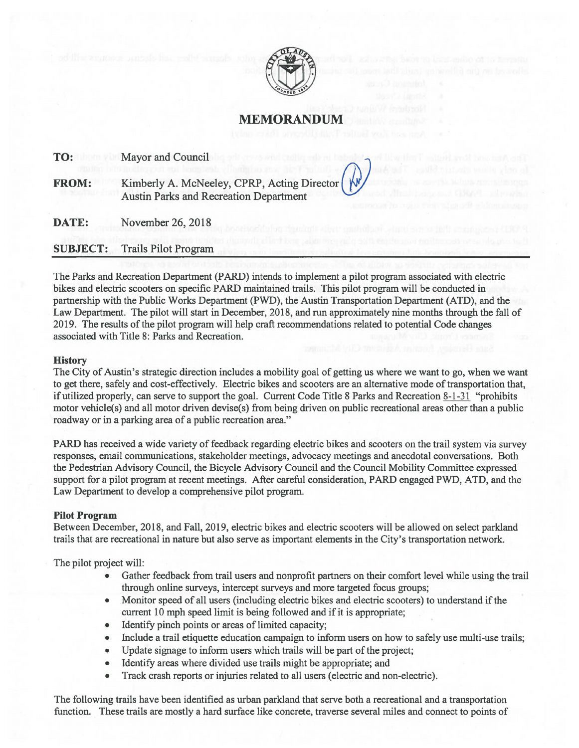# MEMORANDUM

**TO:** Mayor and Council

**FROM:** Kimberly A. McNeeley, CPRP, Acting Director
Austin Parks and Recreation Department

**DATE:** November 26, 2018

**SUBJECT:** Trails Pilot Program

---

The Parks and Recreation Department (PARD) intends to implement a pilot program associated with electric bikes and electric scooters on specific PARD maintained trails. This pilot program will be conducted in partnership with the Public Works Department (PWD), the Austin Transportation Department (ATD), and the Law Department. The pilot will start in December, 2018, and run approximately nine months through the fall of 2019. The results of the pilot program will help craft recommendations related to potential Code changes associated with Title 8: Parks and Recreation.

**History**

The City of Austin's strategic direction includes a mobility goal of getting us where we want to go, when we want to get there, safely and cost-effectively. Electric bikes and scooters are an alternative mode of transportation that, if utilized properly, can serve to support the goal. Current Code Title 8 Parks and Recreation 8-1-31 "prohibits motor vehicle(s) and all motor driven devise(s) from being driven on public recreational areas other than a public roadway or in a parking area of a public recreation area."

PARD has received a wide variety of feedback regarding electric bikes and scooters on the trail system via survey responses, email communications, stakeholder meetings, advocacy meetings and anecdotal conversations. Both the Pedestrian Advisory Council, the Bicycle Advisory Council and the Council Mobility Committee expressed support for a pilot program at recent meetings. After careful consideration, PARD engaged PWD, ATD, and the Law Department to develop a comprehensive pilot program.

**Pilot Program**

Between December, 2018, and Fall, 2019, electric bikes and electric scooters will be allowed on select parkland trails that are recreational in nature but also serve as important elements in the City's transportation network.

The pilot project will:

- Gather feedback from trail users and nonprofit partners on their comfort level while using the trail through online surveys, intercept surveys and more targeted focus groups;
- Monitor speed of all users (including electric bikes and electric scooters) to understand if the current 10 mph speed limit is being followed and if it is appropriate;
- Identify pinch points or areas of limited capacity;
- Include a trail etiquette education campaign to inform users on how to safely use multi-use trails;
- Update signage to inform users which trails will be part of the project;
- Identify areas where divided use trails might be appropriate; and
- Track crash reports or injuries related to all users (electric and non-electric).

The following trails have been identified as urban parkland that serve both a recreational and a transportation function. These trails are mostly a hard surface like concrete, traverse several miles and connect to points of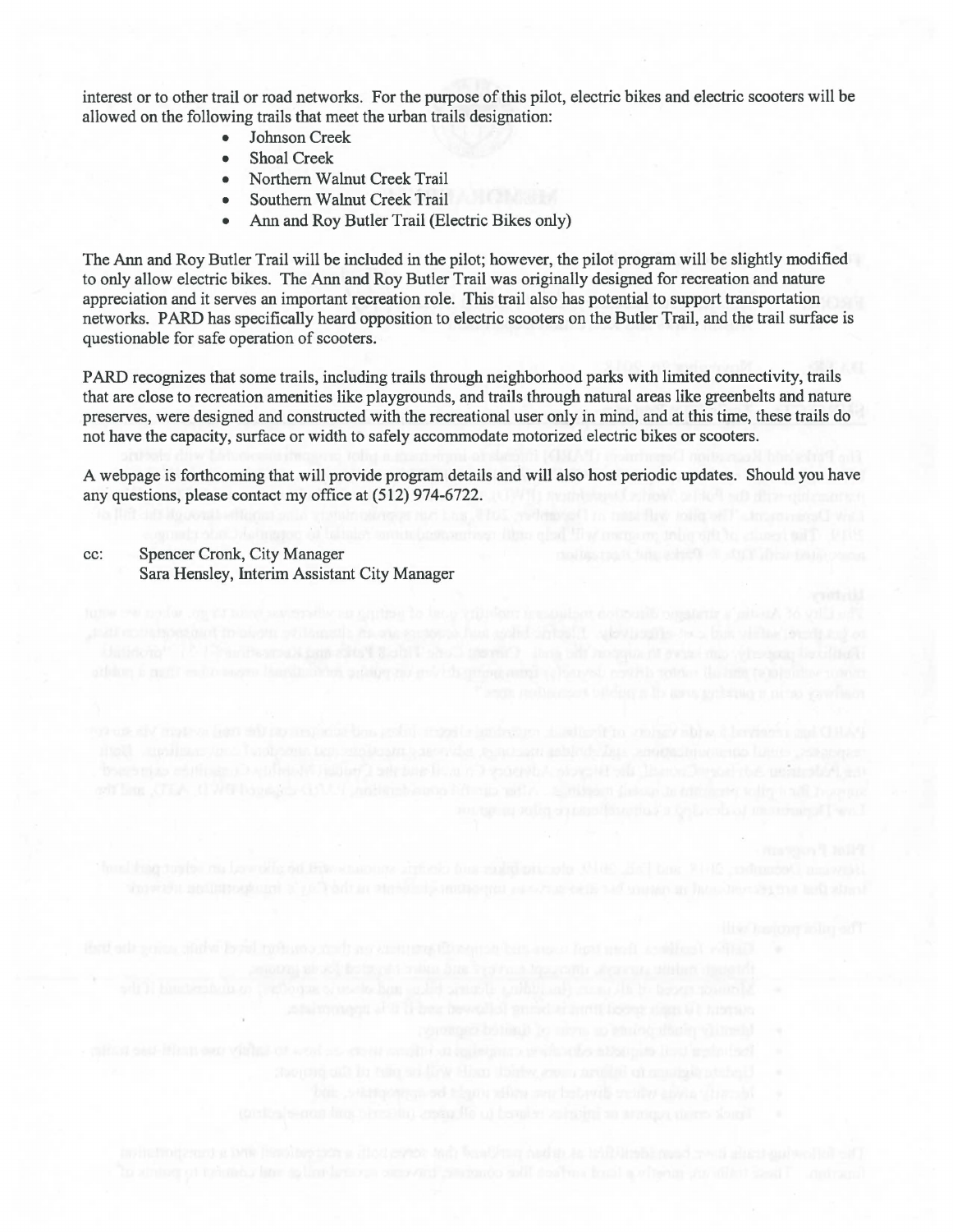interest or to other trail or road networks. For the purpose of this pilot, electric bikes and electric scooters will be allowed on the following trails that meet the urban trails designation:

- Johnson Creek
- Shoal Creek
- Northern Walnut Creek Trail
- Southern Walnut Creek Trail
- Ann and Roy Butler Trail (Electric Bikes only)

The Ann and Roy Butler Trail will be included in the pilot; however, the pilot program will be slightly modified to only allow electric bikes. The Ann and Roy Butler Trail was originally designed for recreation and nature appreciation and it serves an important recreation role. This trail also has potential to support transportation networks. PARD has specifically heard opposition to electric scooters on the Butler Trail, and the trail surface is questionable for safe operation of scooters.

PARD recognizes that some trails, including trails through neighborhood parks with limited connectivity, trails that are close to recreation amenities like playgrounds, and trails through natural areas like greenbelts and nature preserves, were designed and constructed with the recreational user only in mind, and at this time, these trails do not have the capacity, surface or width to safely accommodate motorized electric bikes or scooters.

A webpage is forthcoming that will provide program details and will also host periodic updates. Should you have any questions, please contact my office at (512) 974-6722.

cc: Spencer Cronk, City Manager
Sara Hensley, Interim Assistant City Manager